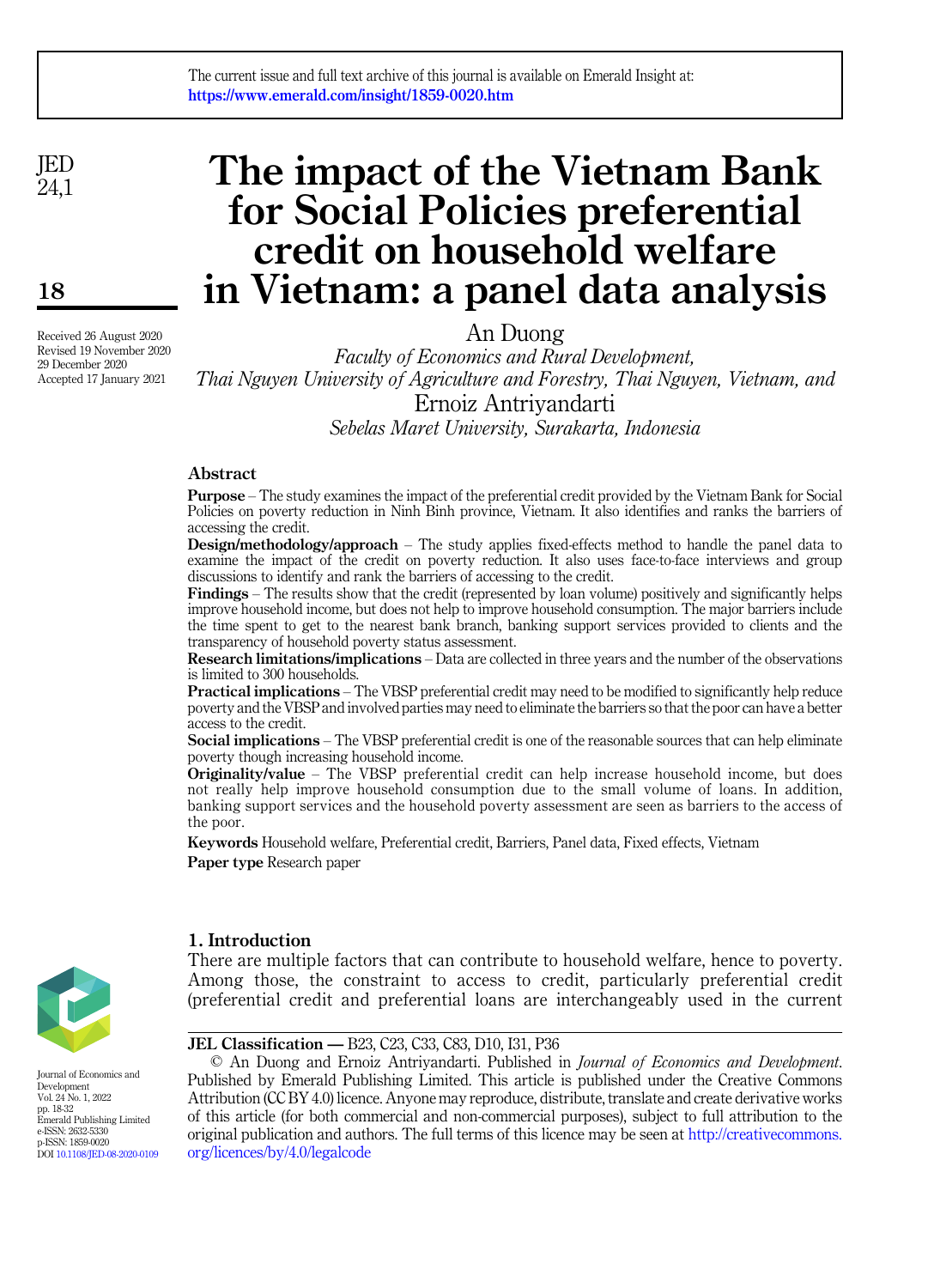The current issue and full text archive of this journal is available on Emerald Insight at: https://www.emerald.com/insight/1859-0020.htm

Received 26 August 2020
Revised 19 November 2020
29 December 2020
Accepted 17 January 2021

# The impact of the Vietnam Bank for Social Policies preferential credit on household welfare in Vietnam: a panel data analysis

An Duong

*Faculty of Economics and Rural Development, Thai Nguyen University of Agriculture and Forestry, Thai Nguyen, Vietnam, and*

Ernoiz Antriyandarti

*Sebelas Maret University, Surakarta, Indonesia*

## Abstract

**Purpose** – The study examines the impact of the preferential credit provided by the Vietnam Bank for Social Policies on poverty reduction in Ninh Binh province, Vietnam. It also identifies and ranks the barriers of accessing the credit.

**Design/methodology/approach** – The study applies fixed-effects method to handle the panel data to examine the impact of the credit on poverty reduction. It also uses face-to-face interviews and group discussions to identify and rank the barriers of accessing to the credit.

**Findings** – The results show that the credit (represented by loan volume) positively and significantly helps improve household income, but does not help to improve household consumption. The major barriers include the time spent to get to the nearest bank branch, banking support services provided to clients and the transparency of household poverty status assessment.

**Research limitations/implications** – Data are collected in three years and the number of the observations is limited to 300 households.

**Practical implications** – The VBSP preferential credit may need to be modified to significantly help reduce poverty and the VBSP and involved parties may need to eliminate the barriers so that the poor can have a better access to the credit.

**Social implications** – The VBSP preferential credit is one of the reasonable sources that can help eliminate poverty though increasing household income.

**Originality/value** – The VBSP preferential credit can help increase household income, but does not really help improve household consumption due to the small volume of loans. In addition, banking support services and the household poverty assessment are seen as barriers to the access of the poor.

**Keywords** Household welfare, Preferential credit, Barriers, Panel data, Fixed effects, Vietnam

**Paper type** Research paper

## 1. Introduction

There are multiple factors that can contribute to household welfare, hence to poverty. Among those, the constraint to access to credit, particularly preferential credit (preferential credit and preferential loans are interchangeably used in the current

**JEL Classification —** B23, C23, C83, D10, I31, P36

© An Duong and Ernoiz Antriyandarti. Published in *Journal of Economics and Development*. Published by Emerald Publishing Limited. This article is published under the Creative Commons Attribution (CC BY 4.0) licence. Anyone may reproduce, distribute, translate and create derivative works of this article (for both commercial and non-commercial purposes), subject to full attribution to the original publication and authors. The full terms of this licence may be seen at http://creativecommons.org/licences/by/4.0/legalcode

Journal of Economics and Development
Vol. 24 No. 1, 2022
pp. 18-32
Emerald Publishing Limited
e-ISSN: 2632-5330
p-ISSN: 1859-0020
DOI 10.1108/JED-08-2020-0109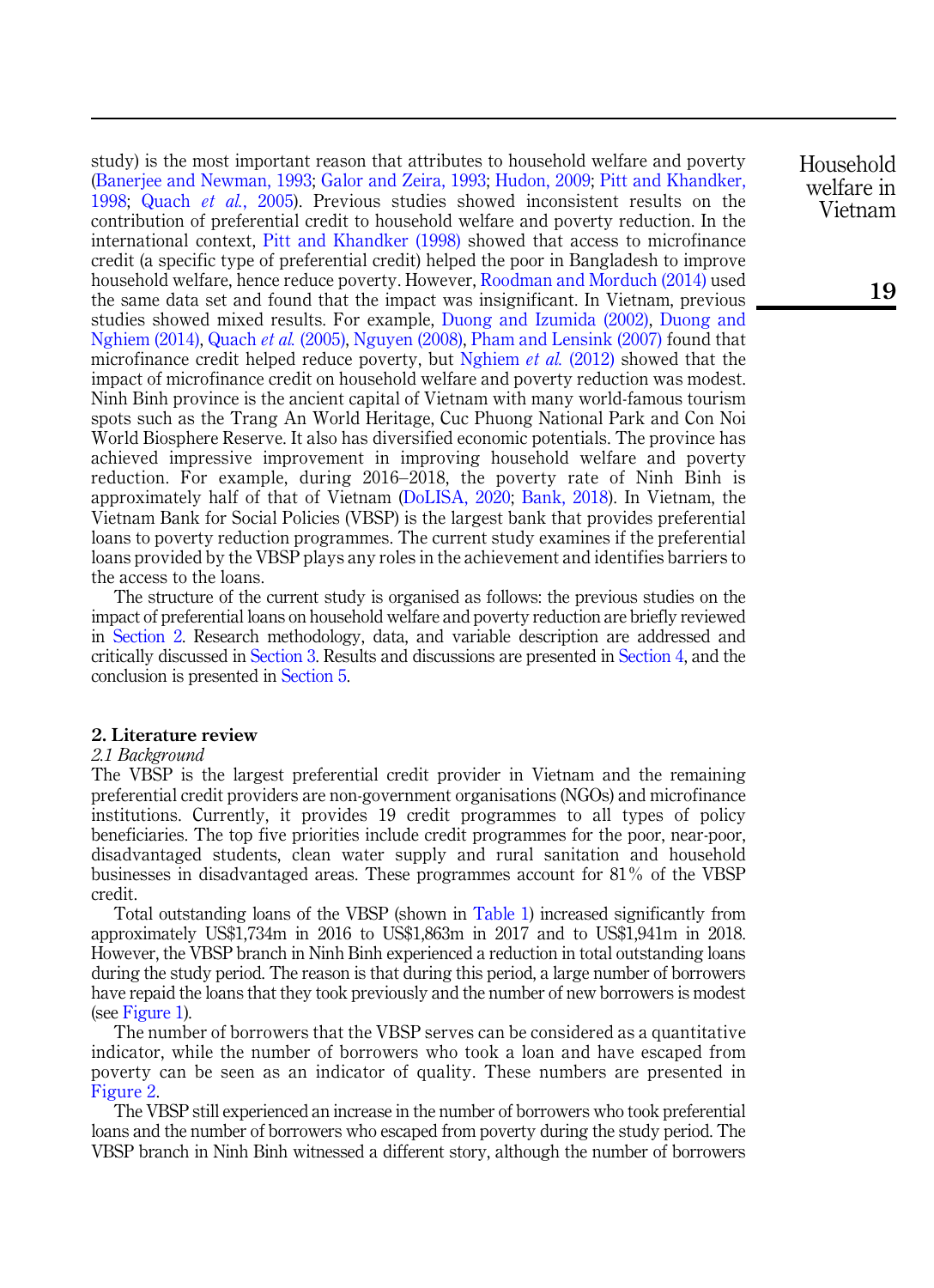study) is the most important reason that attributes to household welfare and poverty (Banerjee and Newman, 1993; Galor and Zeira, 1993; Hudon, 2009; Pitt and Khandker, 1998; Quach *et al.*, 2005). Previous studies showed inconsistent results on the contribution of preferential credit to household welfare and poverty reduction. In the international context, Pitt and Khandker (1998) showed that access to microfinance credit (a specific type of preferential credit) helped the poor in Bangladesh to improve household welfare, hence reduce poverty. However, Roodman and Morduch (2014) used the same data set and found that the impact was insignificant. In Vietnam, previous studies showed mixed results. For example, Duong and Izumida (2002), Duong and Nghiem (2014), Quach *et al.* (2005), Nguyen (2008), Pham and Lensink (2007) found that microfinance credit helped reduce poverty, but Nghiem *et al.* (2012) showed that the impact of microfinance credit on household welfare and poverty reduction was modest. Ninh Binh province is the ancient capital of Vietnam with many world-famous tourism spots such as the Trang An World Heritage, Cuc Phuong National Park and Con Noi World Biosphere Reserve. It also has diversified economic potentials. The province has achieved impressive improvement in improving household welfare and poverty reduction. For example, during 2016–2018, the poverty rate of Ninh Binh is approximately half of that of Vietnam (DoLISA, 2020; Bank, 2018). In Vietnam, the Vietnam Bank for Social Policies (VBSP) is the largest bank that provides preferential loans to poverty reduction programmes. The current study examines if the preferential loans provided by the VBSP plays any roles in the achievement and identifies barriers to the access to the loans.

The structure of the current study is organised as follows: the previous studies on the impact of preferential loans on household welfare and poverty reduction are briefly reviewed in Section 2. Research methodology, data, and variable description are addressed and critically discussed in Section 3. Results and discussions are presented in Section 4, and the conclusion is presented in Section 5.

## 2. Literature review

### *2.1 Background*

The VBSP is the largest preferential credit provider in Vietnam and the remaining preferential credit providers are non-government organisations (NGOs) and microfinance institutions. Currently, it provides 19 credit programmes to all types of policy beneficiaries. The top five priorities include credit programmes for the poor, near-poor, disadvantaged students, clean water supply and rural sanitation and household businesses in disadvantaged areas. These programmes account for 81% of the VBSP credit.

Total outstanding loans of the VBSP (shown in Table 1) increased significantly from approximately US$1,734m in 2016 to US$1,863m in 2017 and to US$1,941m in 2018. However, the VBSP branch in Ninh Binh experienced a reduction in total outstanding loans during the study period. The reason is that during this period, a large number of borrowers have repaid the loans that they took previously and the number of new borrowers is modest (see Figure 1).

The number of borrowers that the VBSP serves can be considered as a quantitative indicator, while the number of borrowers who took a loan and have escaped from poverty can be seen as an indicator of quality. These numbers are presented in Figure 2.

The VBSP still experienced an increase in the number of borrowers who took preferential loans and the number of borrowers who escaped from poverty during the study period. The VBSP branch in Ninh Binh witnessed a different story, although the number of borrowers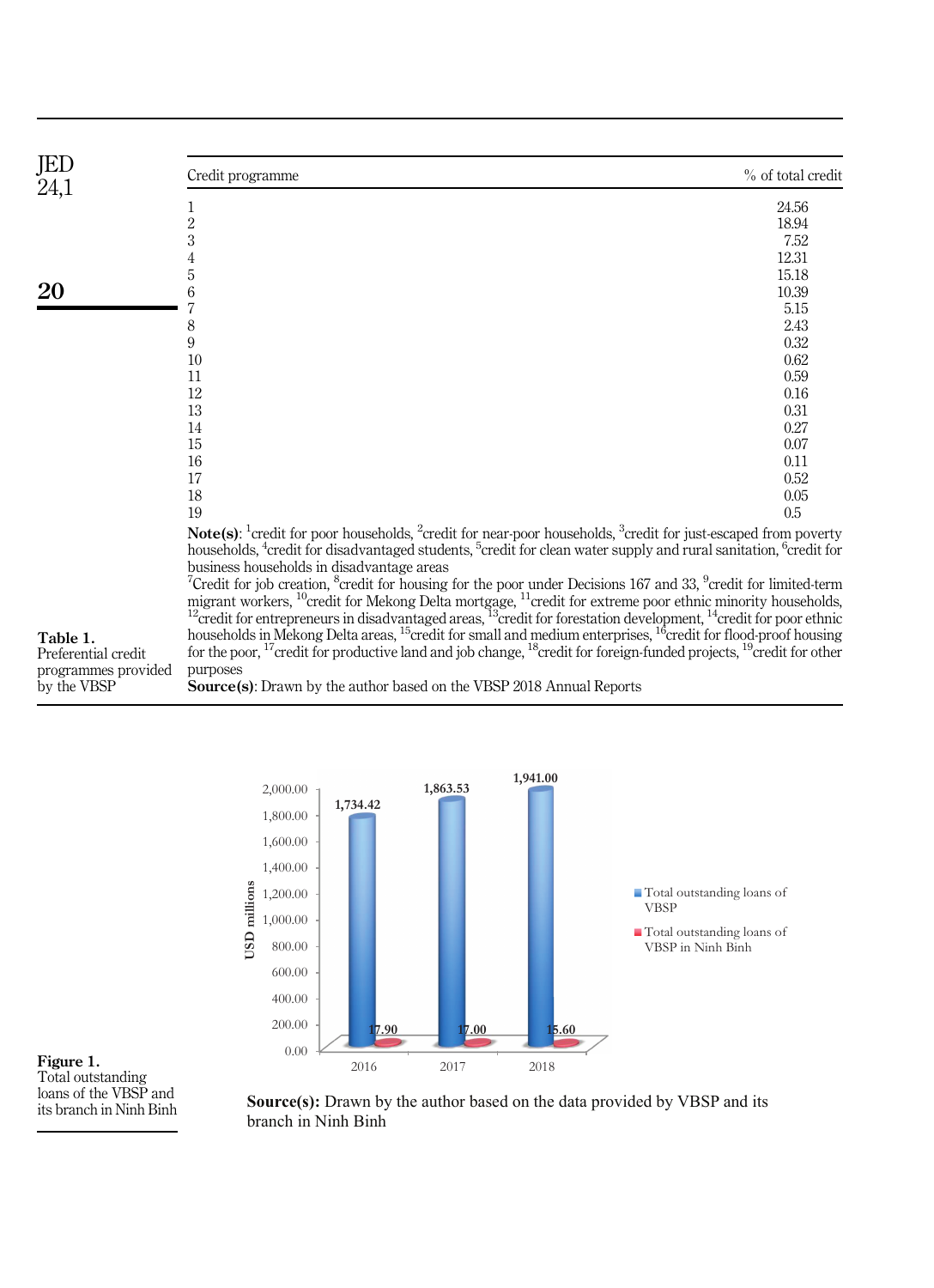**Table 1.** Preferential credit programmes provided by the VBSP

| Credit programme | % of total credit |
|---|---|
| 1 | 24.56 |
| 2 | 18.94 |
| 3 | 7.52 |
| 4 | 12.31 |
| 5 | 15.18 |
| 6 | 10.39 |
| 7 | 5.15 |
| 8 | 2.43 |
| 9 | 0.32 |
| 10 | 0.62 |
| 11 | 0.59 |
| 12 | 0.16 |
| 13 | 0.31 |
| 14 | 0.27 |
| 15 | 0.07 |
| 16 | 0.11 |
| 17 | 0.52 |
| 18 | 0.05 |
| 19 | 0.5 |

**Note(s)**: [1]credit for poor households, [2]credit for near-poor households, [3]credit for just-escaped from poverty households, [4]credit for disadvantaged students, [5]credit for clean water supply and rural sanitation, [6]credit for business households in disadvantage areas
[7]Credit for job creation, [8]credit for housing for the poor under Decisions 167 and 33, [9]credit for limited-term migrant workers, [10]credit for Mekong Delta mortgage, [11]credit for extreme poor ethnic minority households, [12]credit for entrepreneurs in disadvantaged areas, [13]credit for forestation development, [14]credit for poor ethnic households in Mekong Delta areas, [15]credit for small and medium enterprises, [16]credit for flood-proof housing for the poor, [17]credit for productive land and job change, [18]credit for foreign-funded projects, [19]credit for other purposes
**Source(s)**: Drawn by the author based on the VBSP 2018 Annual Reports

| Year | Total outstanding loans of VBSP (USD millions) | Total outstanding loans of VBSP in Ninh Binh (USD millions) |
|---|---|---|
| 2016 | 1,734.42 | 17.90 |
| 2017 | 1,863.53 | 17.00 |
| 2018 | 1,941.00 | 15.60 |

**Figure 1.** Total outstanding loans of the VBSP and its branch in Ninh Binh

**Source(s):** Drawn by the author based on the data provided by VBSP and its branch in Ninh Binh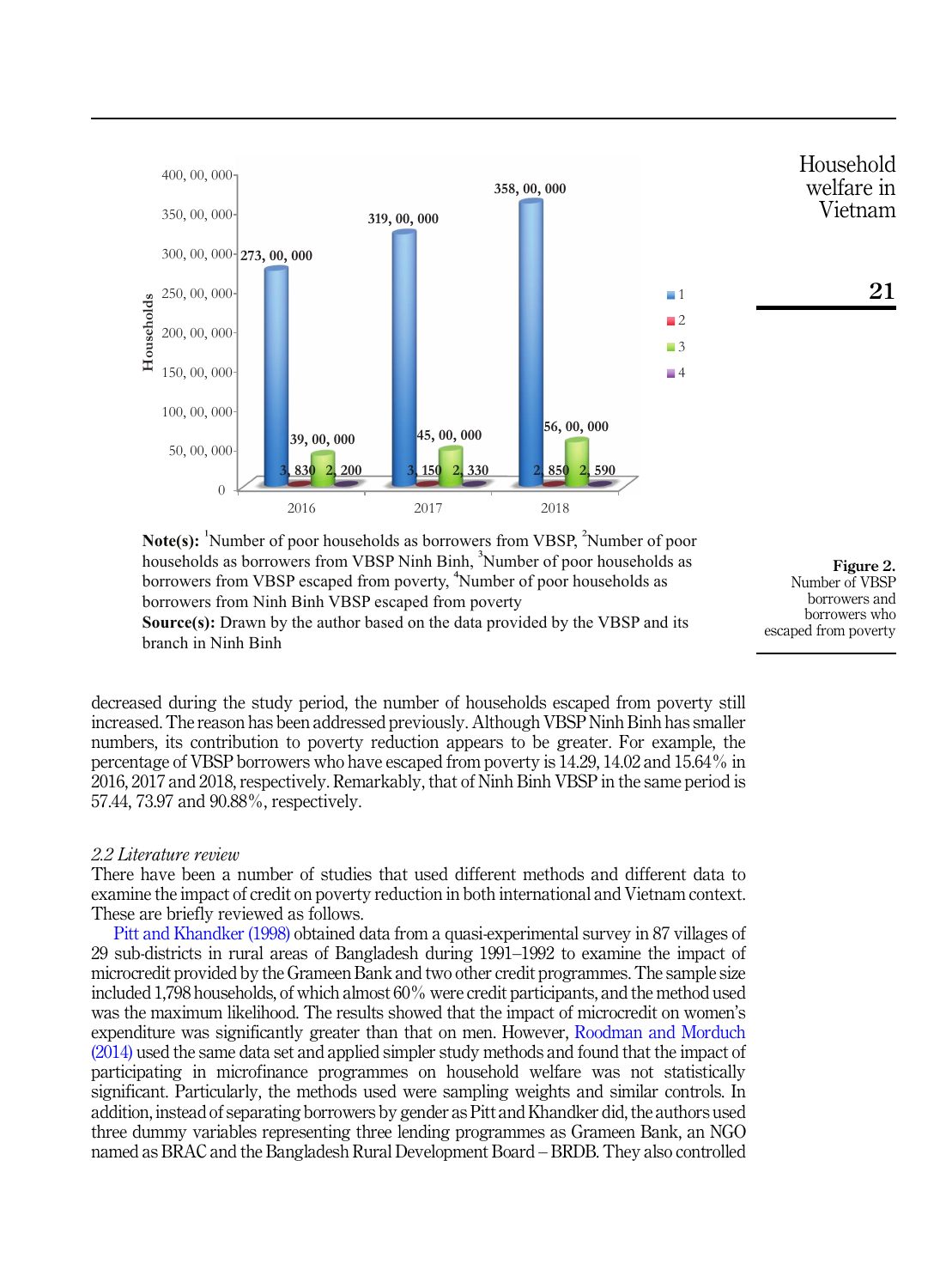Note(s): [1]Number of poor households as borrowers from VBSP, [2]Number of poor households as borrowers from VBSP Ninh Binh, [3]Number of poor households as borrowers from VBSP escaped from poverty, [4]Number of poor households as borrowers from Ninh Binh VBSP escaped from poverty

Source(s): Drawn by the author based on the data provided by the VBSP and its branch in Ninh Binh

**Figure 2.** Number of VBSP borrowers and borrowers who escaped from poverty

decreased during the study period, the number of households escaped from poverty still increased. The reason has been addressed previously. Although VBSP Ninh Binh has smaller numbers, its contribution to poverty reduction appears to be greater. For example, the percentage of VBSP borrowers who have escaped from poverty is 14.29, 14.02 and 15.64% in 2016, 2017 and 2018, respectively. Remarkably, that of Ninh Binh VBSP in the same period is 57.44, 73.97 and 90.88%, respectively.

### *2.2 Literature review*

There have been a number of studies that used different methods and different data to examine the impact of credit on poverty reduction in both international and Vietnam context. These are briefly reviewed as follows.

Pitt and Khandker (1998) obtained data from a quasi-experimental survey in 87 villages of 29 sub-districts in rural areas of Bangladesh during 1991–1992 to examine the impact of microcredit provided by the Grameen Bank and two other credit programmes. The sample size included 1,798 households, of which almost 60% were credit participants, and the method used was the maximum likelihood. The results showed that the impact of microcredit on women's expenditure was significantly greater than that on men. However, Roodman and Morduch (2014) used the same data set and applied simpler study methods and found that the impact of participating in microfinance programmes on household welfare was not statistically significant. Particularly, the methods used were sampling weights and similar controls. In addition, instead of separating borrowers by gender as Pitt and Khandker did, the authors used three dummy variables representing three lending programmes as Grameen Bank, an NGO named as BRAC and the Bangladesh Rural Development Board – BRDB. They also controlled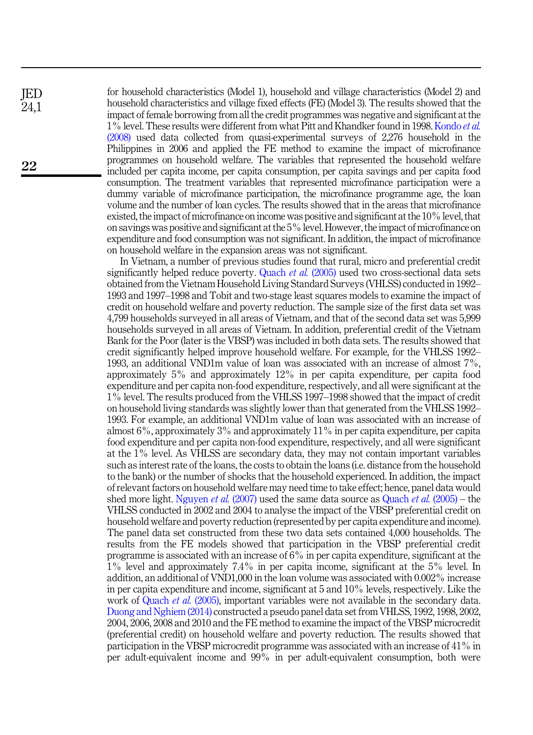for household characteristics (Model 1), household and village characteristics (Model 2) and household characteristics and village fixed effects (FE) (Model 3). The results showed that the impact of female borrowing from all the credit programmes was negative and significant at the 1% level. These results were different from what Pitt and Khandker found in 1998. Kondo *et al.* (2008) used data collected from quasi-experimental surveys of 2,276 household in the Philippines in 2006 and applied the FE method to examine the impact of microfinance programmes on household welfare. The variables that represented the household welfare included per capita income, per capita consumption, per capita savings and per capita food consumption. The treatment variables that represented microfinance participation were a dummy variable of microfinance participation, the microfinance programme age, the loan volume and the number of loan cycles. The results showed that in the areas that microfinance existed, the impact of microfinance on income was positive and significant at the 10% level, that on savings was positive and significant at the 5% level. However, the impact of microfinance on expenditure and food consumption was not significant. In addition, the impact of microfinance on household welfare in the expansion areas was not significant.

In Vietnam, a number of previous studies found that rural, micro and preferential credit significantly helped reduce poverty. Quach *et al.* (2005) used two cross-sectional data sets obtained from the Vietnam Household Living Standard Surveys (VHLSS) conducted in 1992–1993 and 1997–1998 and Tobit and two-stage least squares models to examine the impact of credit on household welfare and poverty reduction. The sample size of the first data set was 4,799 households surveyed in all areas of Vietnam, and that of the second data set was 5,999 households surveyed in all areas of Vietnam. In addition, preferential credit of the Vietnam Bank for the Poor (later is the VBSP) was included in both data sets. The results showed that credit significantly helped improve household welfare. For example, for the VHLSS 1992–1993, an additional VND1m value of loan was associated with an increase of almost 7%, approximately 5% and approximately 12% in per capita expenditure, per capita food expenditure and per capita non-food expenditure, respectively, and all were significant at the 1% level. The results produced from the VHLSS 1997–1998 showed that the impact of credit on household living standards was slightly lower than that generated from the VHLSS 1992–1993. For example, an additional VND1m value of loan was associated with an increase of almost 6%, approximately 3% and approximately 11% in per capita expenditure, per capita food expenditure and per capita non-food expenditure, respectively, and all were significant at the 1% level. As VHLSS are secondary data, they may not contain important variables such as interest rate of the loans, the costs to obtain the loans (i.e. distance from the household to the bank) or the number of shocks that the household experienced. In addition, the impact of relevant factors on household welfare may need time to take effect; hence, panel data would shed more light. Nguyen *et al.* (2007) used the same data source as Quach *et al.* (2005) – the VHLSS conducted in 2002 and 2004 to analyse the impact of the VBSP preferential credit on household welfare and poverty reduction (represented by per capita expenditure and income). The panel data set constructed from these two data sets contained 4,000 households. The results from the FE models showed that participation in the VBSP preferential credit programme is associated with an increase of 6% in per capita expenditure, significant at the 1% level and approximately 7.4% in per capita income, significant at the 5% level. In addition, an additional of VND1,000 in the loan volume was associated with 0.002% increase in per capita expenditure and income, significant at 5 and 10% levels, respectively. Like the work of Quach *et al.* (2005), important variables were not available in the secondary data. Duong and Nghiem (2014) constructed a pseudo panel data set from VHLSS, 1992, 1998, 2002, 2004, 2006, 2008 and 2010 and the FE method to examine the impact of the VBSP microcredit (preferential credit) on household welfare and poverty reduction. The results showed that participation in the VBSP microcredit programme was associated with an increase of 41% in per adult-equivalent income and 99% in per adult-equivalent consumption, both were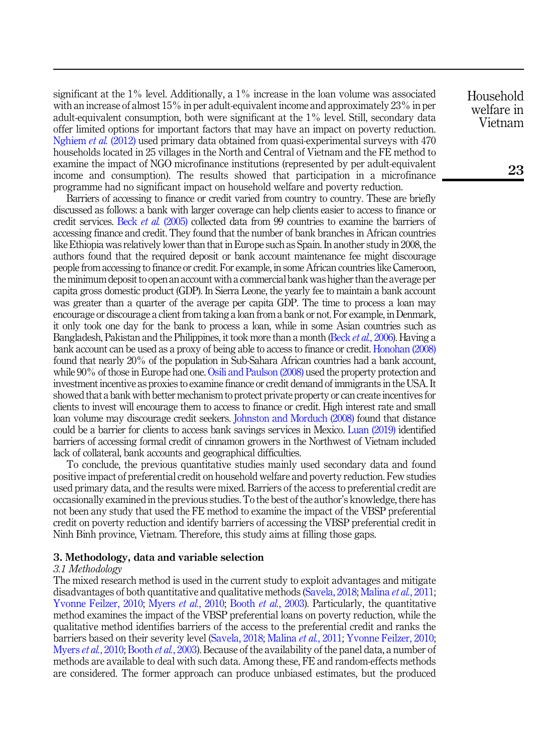significant at the 1% level. Additionally, a 1% increase in the loan volume was associated with an increase of almost 15% in per adult-equivalent income and approximately 23% in per adult-equivalent consumption, both were significant at the 1% level. Still, secondary data offer limited options for important factors that may have an impact on poverty reduction. Nghiem *et al.* (2012) used primary data obtained from quasi-experimental surveys with 470 households located in 25 villages in the North and Central of Vietnam and the FE method to examine the impact of NGO microfinance institutions (represented by per adult-equivalent income and consumption). The results showed that participation in a microfinance programme had no significant impact on household welfare and poverty reduction.

Barriers of accessing to finance or credit varied from country to country. These are briefly discussed as follows: a bank with larger coverage can help clients easier to access to finance or credit services. Beck *et al.* (2005) collected data from 99 countries to examine the barriers of accessing finance and credit. They found that the number of bank branches in African countries like Ethiopia was relatively lower than that in Europe such as Spain. In another study in 2008, the authors found that the required deposit or bank account maintenance fee might discourage people from accessing to finance or credit. For example, in some African countries like Cameroon, the minimum deposit to open an account with a commercial bank was higher than the average per capita gross domestic product (GDP). In Sierra Leone, the yearly fee to maintain a bank account was greater than a quarter of the average per capita GDP. The time to process a loan may encourage or discourage a client from taking a loan from a bank or not. For example, in Denmark, it only took one day for the bank to process a loan, while in some Asian countries such as Bangladesh, Pakistan and the Philippines, it took more than a month (Beck *et al.*, 2006). Having a bank account can be used as a proxy of being able to access to finance or credit. Honohan (2008) found that nearly 20% of the population in Sub-Sahara African countries had a bank account, while 90% of those in Europe had one. Osili and Paulson (2008) used the property protection and investment incentive as proxies to examine finance or credit demand of immigrants in the USA. It showed that a bank with better mechanism to protect private property or can create incentives for clients to invest will encourage them to access to finance or credit. High interest rate and small loan volume may discourage credit seekers. Johnston and Morduch (2008) found that distance could be a barrier for clients to access bank savings services in Mexico. Luan (2019) identified barriers of accessing formal credit of cinnamon growers in the Northwest of Vietnam included lack of collateral, bank accounts and geographical difficulties.

To conclude, the previous quantitative studies mainly used secondary data and found positive impact of preferential credit on household welfare and poverty reduction. Few studies used primary data, and the results were mixed. Barriers of the access to preferential credit are occasionally examined in the previous studies. To the best of the author's knowledge, there has not been any study that used the FE method to examine the impact of the VBSP preferential credit on poverty reduction and identify barriers of accessing the VBSP preferential credit in Ninh Binh province, Vietnam. Therefore, this study aims at filling those gaps.

## 3. Methodology, data and variable selection

### *3.1 Methodology*

The mixed research method is used in the current study to exploit advantages and mitigate disadvantages of both quantitative and qualitative methods (Savela, 2018; Malina *et al.*, 2011; Yvonne Feilzer, 2010; Myers *et al.*, 2010; Booth *et al.*, 2003). Particularly, the quantitative method examines the impact of the VBSP preferential loans on poverty reduction, while the qualitative method identifies barriers of the access to the preferential credit and ranks the barriers based on their severity level (Savela, 2018; Malina *et al.*, 2011; Yvonne Feilzer, 2010; Myers *et al.*, 2010; Booth *et al.*, 2003). Because of the availability of the panel data, a number of methods are available to deal with such data. Among these, FE and random-effects methods are considered. The former approach can produce unbiased estimates, but the produced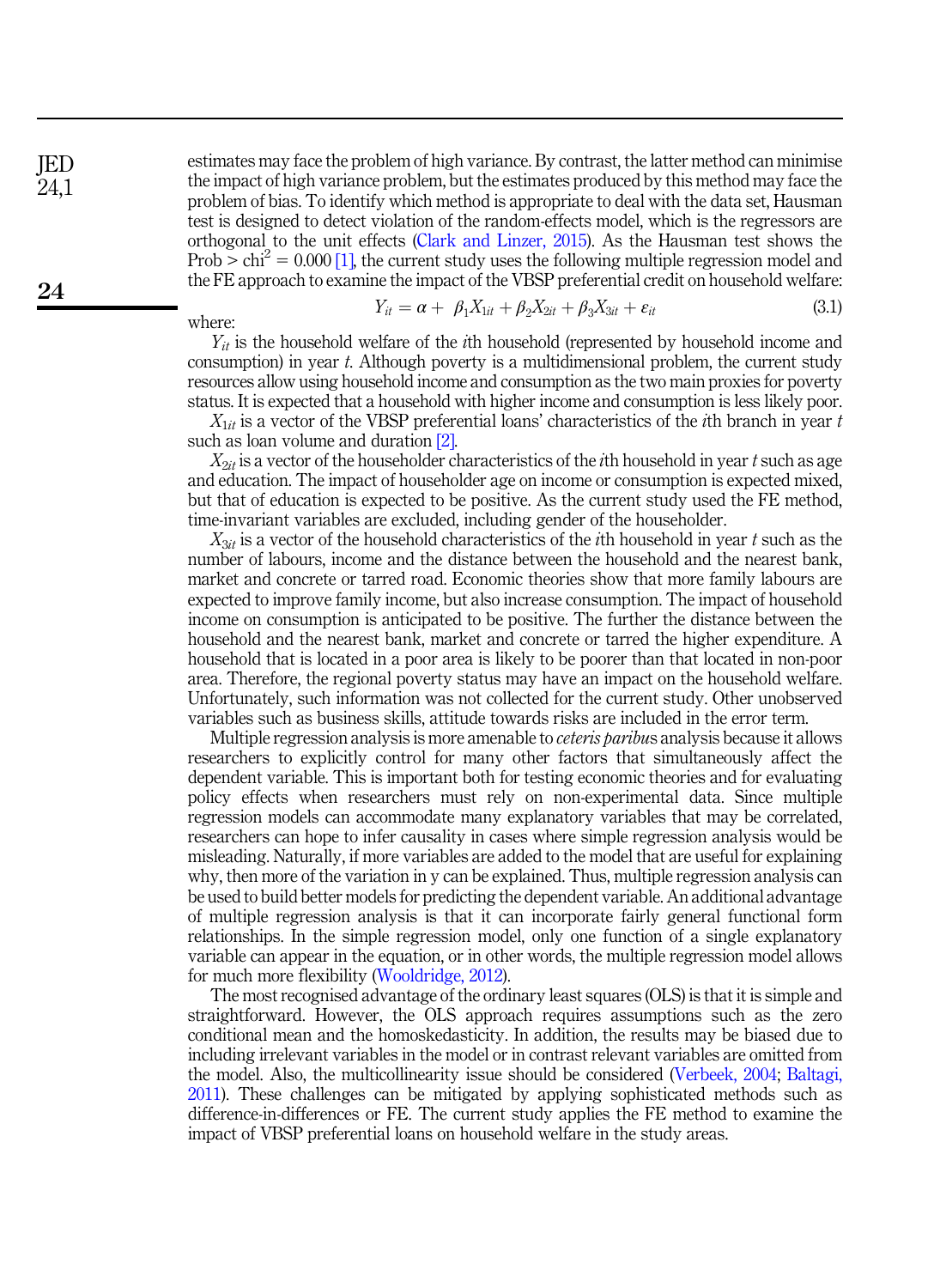estimates may face the problem of high variance. By contrast, the latter method can minimise the impact of high variance problem, but the estimates produced by this method may face the problem of bias. To identify which method is appropriate to deal with the data set, Hausman test is designed to detect violation of the random-effects model, which is the regressors are orthogonal to the unit effects (Clark and Linzer, 2015). As the Hausman test shows the Prob > $chi^2$ = 0.000 [1], the current study uses the following multiple regression model and the FE approach to examine the impact of the VBSP preferential credit on household welfare:

$$Y_{it} = \alpha + \beta_1 X_{1it} + \beta_2 X_{2it} + \beta_3 X_{3it} + \varepsilon_{it} \tag{3.1}$$

where:

$Y_{it}$ is the household welfare of the $i$th household (represented by household income and consumption) in year $t$. Although poverty is a multidimensional problem, the current study resources allow using household income and consumption as the two main proxies for poverty status. It is expected that a household with higher income and consumption is less likely poor.

$X_{1it}$ is a vector of the VBSP preferential loans' characteristics of the $i$th branch in year $t$ such as loan volume and duration [2].

$X_{2it}$ is a vector of the householder characteristics of the $i$th household in year $t$ such as age and education. The impact of householder age on income or consumption is expected mixed, but that of education is expected to be positive. As the current study used the FE method, time-invariant variables are excluded, including gender of the householder.

$X_{3it}$ is a vector of the household characteristics of the $i$th household in year $t$ such as the number of labours, income and the distance between the household and the nearest bank, market and concrete or tarred road. Economic theories show that more family labours are expected to improve family income, but also increase consumption. The impact of household income on consumption is anticipated to be positive. The further the distance between the household and the nearest bank, market and concrete or tarred the higher expenditure. A household that is located in a poor area is likely to be poorer than that located in non-poor area. Therefore, the regional poverty status may have an impact on the household welfare. Unfortunately, such information was not collected for the current study. Other unobserved variables such as business skills, attitude towards risks are included in the error term.

Multiple regression analysis is more amenable to *ceteris paribus* analysis because it allows researchers to explicitly control for many other factors that simultaneously affect the dependent variable. This is important both for testing economic theories and for evaluating policy effects when researchers must rely on non-experimental data. Since multiple regression models can accommodate many explanatory variables that may be correlated, researchers can hope to infer causality in cases where simple regression analysis would be misleading. Naturally, if more variables are added to the model that are useful for explaining why, then more of the variation in y can be explained. Thus, multiple regression analysis can be used to build better models for predicting the dependent variable. An additional advantage of multiple regression analysis is that it can incorporate fairly general functional form relationships. In the simple regression model, only one function of a single explanatory variable can appear in the equation, or in other words, the multiple regression model allows for much more flexibility (Wooldridge, 2012).

The most recognised advantage of the ordinary least squares (OLS) is that it is simple and straightforward. However, the OLS approach requires assumptions such as the zero conditional mean and the homoskedasticity. In addition, the results may be biased due to including irrelevant variables in the model or in contrast relevant variables are omitted from the model. Also, the multicollinearity issue should be considered (Verbeek, 2004; Baltagi, 2011). These challenges can be mitigated by applying sophisticated methods such as difference-in-differences or FE. The current study applies the FE method to examine the impact of VBSP preferential loans on household welfare in the study areas.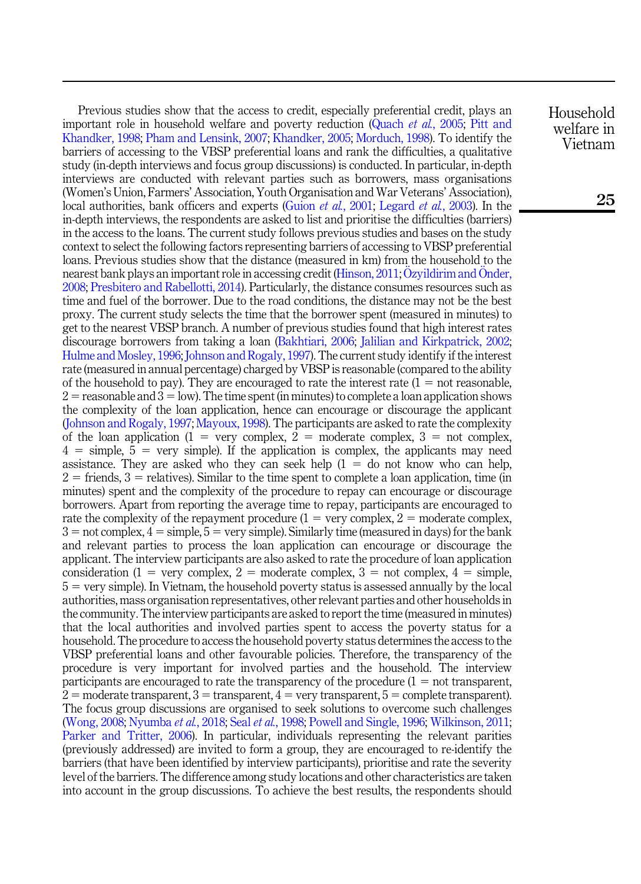Previous studies show that the access to credit, especially preferential credit, plays an important role in household welfare and poverty reduction (Quach *et al.*, 2005; Pitt and Khandker, 1998; Pham and Lensink, 2007; Khandker, 2005; Morduch, 1998). To identify the barriers of accessing to the VBSP preferential loans and rank the difficulties, a qualitative study (in-depth interviews and focus group discussions) is conducted. In particular, in-depth interviews are conducted with relevant parties such as borrowers, mass organisations (Women's Union, Farmers' Association, Youth Organisation and War Veterans' Association), local authorities, bank officers and experts (Guion *et al.*, 2001; Legard *et al.*, 2003). In the in-depth interviews, the respondents are asked to list and prioritise the difficulties (barriers) in the access to the loans. The current study follows previous studies and bases on the study context to select the following factors representing barriers of accessing to VBSP preferential loans. Previous studies show that the distance (measured in km) from the household to the nearest bank plays an important role in accessing credit (Hinson, 2011; Özyildirim and Önder, 2008; Presbitero and Rabellotti, 2014). Particularly, the distance consumes resources such as time and fuel of the borrower. Due to the road conditions, the distance may not be the best proxy. The current study selects the time that the borrower spent (measured in minutes) to get to the nearest VBSP branch. A number of previous studies found that high interest rates discourage borrowers from taking a loan (Bakhtiari, 2006; Jalilian and Kirkpatrick, 2002; Hulme and Mosley, 1996; Johnson and Rogaly, 1997). The current study identify if the interest rate (measured in annual percentage) charged by VBSP is reasonable (compared to the ability of the household to pay). They are encouraged to rate the interest rate (1 = not reasonable, 2 = reasonable and 3 = low). The time spent (in minutes) to complete a loan application shows the complexity of the loan application, hence can encourage or discourage the applicant (Johnson and Rogaly, 1997; Mayoux, 1998). The participants are asked to rate the complexity of the loan application (1 = very complex, 2 = moderate complex, 3 = not complex, 4 = simple, 5 = very simple). If the application is complex, the applicants may need assistance. They are asked who they can seek help (1 = do not know who can help, 2 = friends, 3 = relatives). Similar to the time spent to complete a loan application, time (in minutes) spent and the complexity of the procedure to repay can encourage or discourage borrowers. Apart from reporting the average time to repay, participants are encouraged to rate the complexity of the repayment procedure (1 = very complex, 2 = moderate complex, 3 = not complex, 4 = simple, 5 = very simple). Similarly time (measured in days) for the bank and relevant parties to process the loan application can encourage or discourage the applicant. The interview participants are also asked to rate the procedure of loan application consideration (1 = very complex, 2 = moderate complex, 3 = not complex, 4 = simple, 5 = very simple). In Vietnam, the household poverty status is assessed annually by the local authorities, mass organisation representatives, other relevant parties and other households in the community. The interview participants are asked to report the time (measured in minutes) that the local authorities and involved parties spent to access the poverty status for a household. The procedure to access the household poverty status determines the access to the VBSP preferential loans and other favourable policies. Therefore, the transparency of the procedure is very important for involved parties and the household. The interview participants are encouraged to rate the transparency of the procedure (1 = not transparent, 2 = moderate transparent, 3 = transparent, 4 = very transparent, 5 = complete transparent). The focus group discussions are organised to seek solutions to overcome such challenges (Wong, 2008; Nyumba *et al.*, 2018; Seal *et al.*, 1998; Powell and Single, 1996; Wilkinson, 2011; Parker and Tritter, 2006). In particular, individuals representing the relevant parities (previously addressed) are invited to form a group, they are encouraged to re-identify the barriers (that have been identified by interview participants), prioritise and rate the severity level of the barriers. The difference among study locations and other characteristics are taken into account in the group discussions. To achieve the best results, the respondents should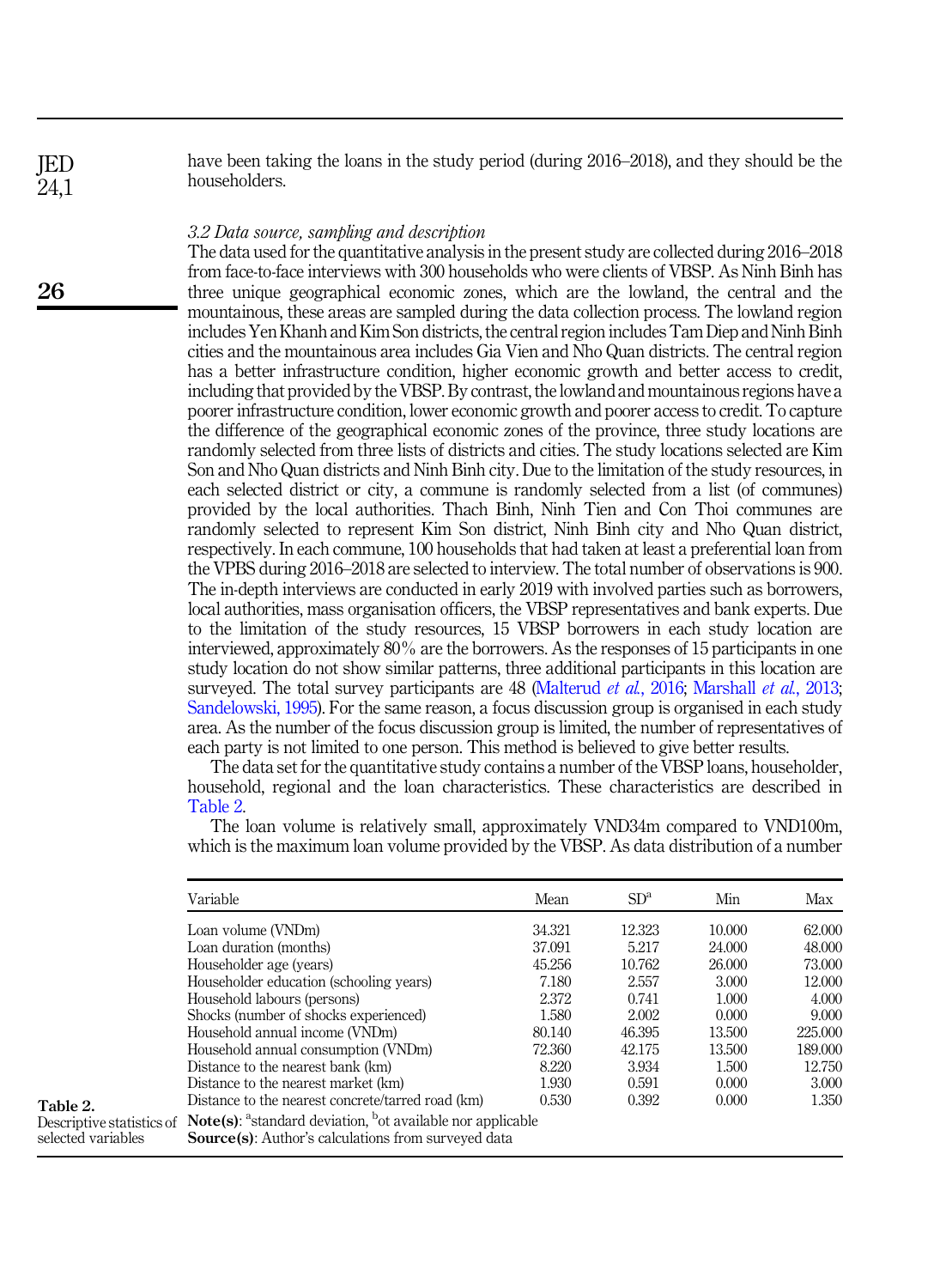have been taking the loans in the study period (during 2016–2018), and they should be the householders.

### 3.2 Data source, sampling and description

The data used for the quantitative analysis in the present study are collected during 2016–2018 from face-to-face interviews with 300 households who were clients of VBSP. As Ninh Binh has three unique geographical economic zones, which are the lowland, the central and the mountainous, these areas are sampled during the data collection process. The lowland region includes Yen Khanh and Kim Son districts, the central region includes Tam Diep and Ninh Binh cities and the mountainous area includes Gia Vien and Nho Quan districts. The central region has a better infrastructure condition, higher economic growth and better access to credit, including that provided by the VBSP. By contrast, the lowland and mountainous regions have a poorer infrastructure condition, lower economic growth and poorer access to credit. To capture the difference of the geographical economic zones of the province, three study locations are randomly selected from three lists of districts and cities. The study locations selected are Kim Son and Nho Quan districts and Ninh Binh city. Due to the limitation of the study resources, in each selected district or city, a commune is randomly selected from a list (of communes) provided by the local authorities. Thach Binh, Ninh Tien and Con Thoi communes are randomly selected to represent Kim Son district, Ninh Binh city and Nho Quan district, respectively. In each commune, 100 households that had taken at least a preferential loan from the VPBS during 2016–2018 are selected to interview. The total number of observations is 900. The in-depth interviews are conducted in early 2019 with involved parties such as borrowers, local authorities, mass organisation officers, the VBSP representatives and bank experts. Due to the limitation of the study resources, 15 VBSP borrowers in each study location are interviewed, approximately 80% are the borrowers. As the responses of 15 participants in one study location do not show similar patterns, three additional participants in this location are surveyed. The total survey participants are 48 (Malterud *et al.*, 2016; Marshall *et al.*, 2013; Sandelowski, 1995). For the same reason, a focus discussion group is organised in each study area. As the number of the focus discussion group is limited, the number of representatives of each party is not limited to one person. This method is believed to give better results.

The data set for the quantitative study contains a number of the VBSP loans, householder, household, regional and the loan characteristics. These characteristics are described in Table 2.

The loan volume is relatively small, approximately VND34m compared to VND100m, which is the maximum loan volume provided by the VBSP. As data distribution of a number

| Variable | Mean | SD[a] | Min | Max |
|---|---|---|---|---|
| Loan volume (VNDm) | 34.321 | 12.323 | 10.000 | 62.000 |
| Loan duration (months) | 37.091 | 5.217 | 24.000 | 48.000 |
| Householder age (years) | 45.256 | 10.762 | 26.000 | 73.000 |
| Householder education (schooling years) | 7.180 | 2.557 | 3.000 | 12.000 |
| Household labours (persons) | 2.372 | 0.741 | 1.000 | 4.000 |
| Shocks (number of shocks experienced) | 1.580 | 2.002 | 0.000 | 9.000 |
| Household annual income (VNDm) | 80.140 | 46.395 | 13.500 | 225.000 |
| Household annual consumption (VNDm) | 72.360 | 42.175 | 13.500 | 189.000 |
| Distance to the nearest bank (km) | 8.220 | 3.934 | 1.500 | 12.750 |
| Distance to the nearest market (km) | 1.930 | 0.591 | 0.000 | 3.000 |
| Distance to the nearest concrete/tarred road (km) | 0.530 | 0.392 | 0.000 | 1.350 |

**Note(s)**: [a]standard deviation, [b]ot available nor applicable
**Source(s)**: Author's calculations from surveyed data

**Table 2.** Descriptive statistics of selected variables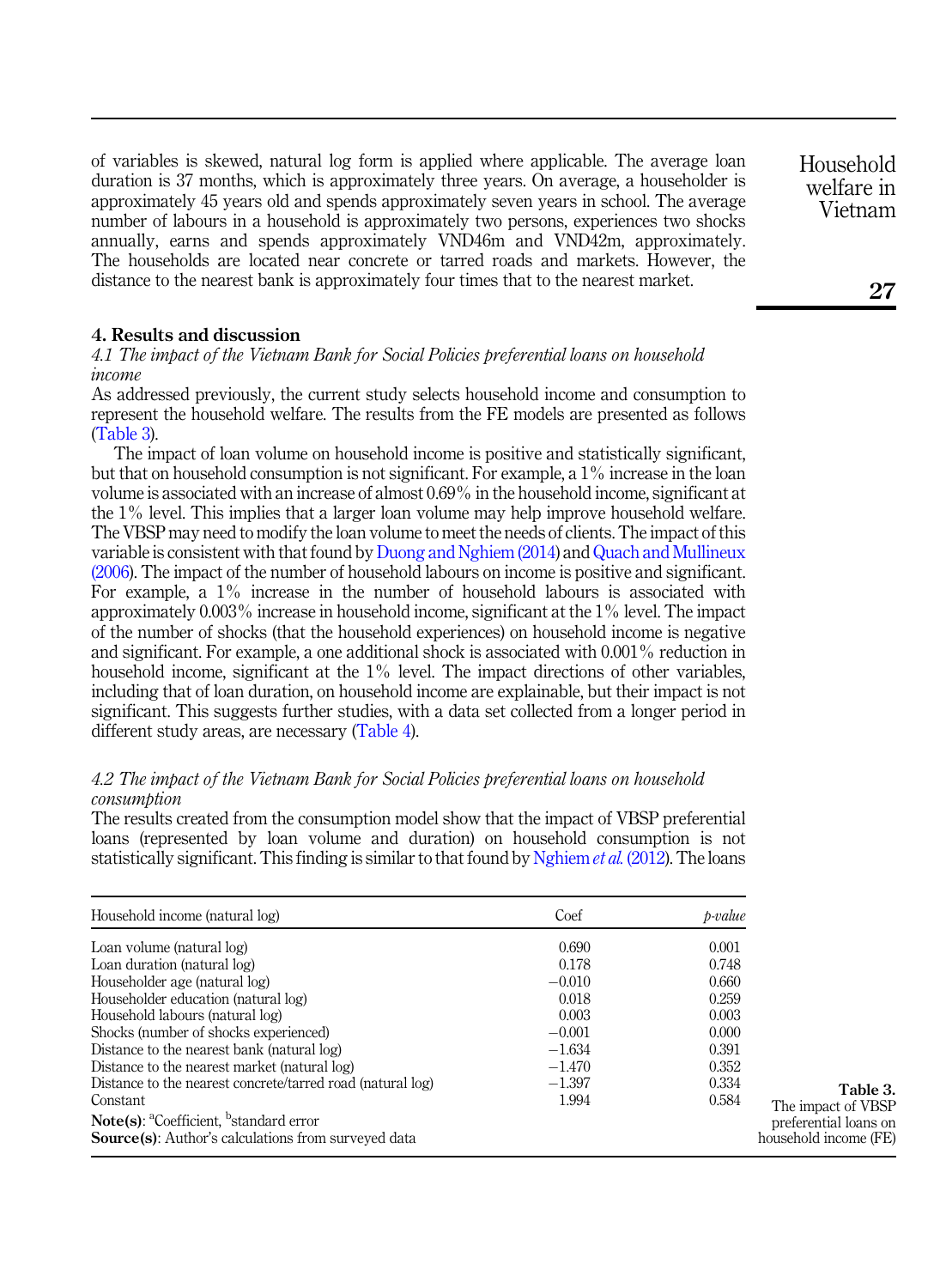of variables is skewed, natural log form is applied where applicable. The average loan duration is 37 months, which is approximately three years. On average, a householder is approximately 45 years old and spends approximately seven years in school. The average number of labours in a household is approximately two persons, experiences two shocks annually, earns and spends approximately VND46m and VND42m, approximately. The households are located near concrete or tarred roads and markets. However, the distance to the nearest bank is approximately four times that to the nearest market.

## 4. Results and discussion

### *4.1 The impact of the Vietnam Bank for Social Policies preferential loans on household income*

As addressed previously, the current study selects household income and consumption to represent the household welfare. The results from the FE models are presented as follows (Table 3).

The impact of loan volume on household income is positive and statistically significant, but that on household consumption is not significant. For example, a 1% increase in the loan volume is associated with an increase of almost 0.69% in the household income, significant at the 1% level. This implies that a larger loan volume may help improve household welfare. The VBSP may need to modify the loan volume to meet the needs of clients. The impact of this variable is consistent with that found by Duong and Nghiem (2014) and Quach and Mullineux (2006). The impact of the number of household labours on income is positive and significant. For example, a 1% increase in the number of household labours is associated with approximately 0.003% increase in household income, significant at the 1% level. The impact of the number of shocks (that the household experiences) on household income is negative and significant. For example, a one additional shock is associated with 0.001% reduction in household income, significant at the 1% level. The impact directions of other variables, including that of loan duration, on household income are explainable, but their impact is not significant. This suggests further studies, with a data set collected from a longer period in different study areas, are necessary (Table 4).

### *4.2 The impact of the Vietnam Bank for Social Policies preferential loans on household consumption*

The results created from the consumption model show that the impact of VBSP preferential loans (represented by loan volume and duration) on household consumption is not statistically significant. This finding is similar to that found by Nghiem *et al.* (2012). The loans

**Table 3.** The impact of VBSP preferential loans on household income (FE)

| Household income (natural log) | Coef | *p-value* |
|---|---|---|
| Loan volume (natural log) | 0.690 | 0.001 |
| Loan duration (natural log) | 0.178 | 0.748 |
| Householder age (natural log) | −0.010 | 0.660 |
| Householder education (natural log) | 0.018 | 0.259 |
| Household labours (natural log) | 0.003 | 0.003 |
| Shocks (number of shocks experienced) | −0.001 | 0.000 |
| Distance to the nearest bank (natural log) | −1.634 | 0.391 |
| Distance to the nearest market (natural log) | −1.470 | 0.352 |
| Distance to the nearest concrete/tarred road (natural log) | −1.397 | 0.334 |
| Constant | 1.994 | 0.584 |

**Note(s)**: [a]Coefficient, [b]standard error
**Source(s)**: Author's calculations from surveyed data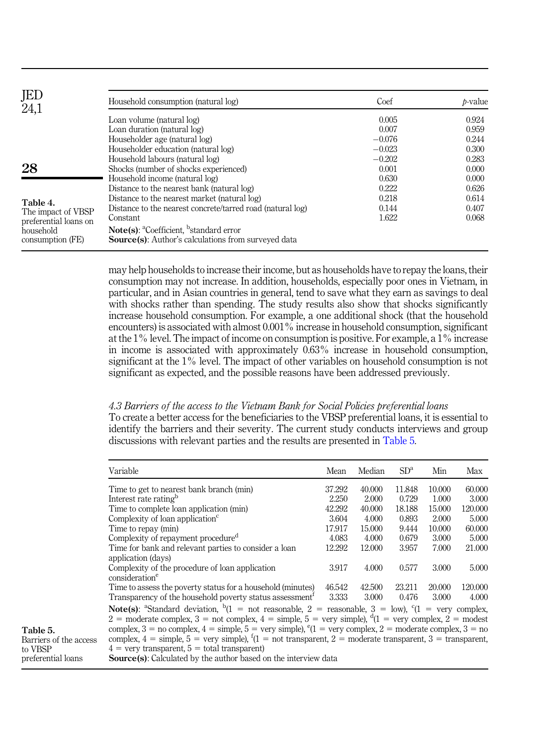Table 4. The impact of VBSP preferential loans on household consumption (FE)

| Household consumption (natural log) | Coef | *p*-value |
|---|---|---|
| Loan volume (natural log) | 0.005 | 0.924 |
| Loan duration (natural log) | 0.007 | 0.959 |
| Householder age (natural log) | −0.076 | 0.244 |
| Householder education (natural log) | −0.023 | 0.300 |
| Household labours (natural log) | −0.202 | 0.283 |
| Shocks (number of shocks experienced) | 0.001 | 0.000 |
| Household income (natural log) | 0.630 | 0.000 |
| Distance to the nearest bank (natural log) | 0.222 | 0.626 |
| Distance to the nearest market (natural log) | 0.218 | 0.614 |
| Distance to the nearest concrete/tarred road (natural log) | 0.144 | 0.407 |
| Constant | 1.622 | 0.068 |

**Note(s)**: [a]Coefficient, [b]standard error
**Source(s)**: Author's calculations from surveyed data

may help households to increase their income, but as households have to repay the loans, their consumption may not increase. In addition, households, especially poor ones in Vietnam, in particular, and in Asian countries in general, tend to save what they earn as savings to deal with shocks rather than spending. The study results also show that shocks significantly increase household consumption. For example, a one additional shock (that the household encounters) is associated with almost 0.001% increase in household consumption, significant at the 1% level. The impact of income on consumption is positive. For example, a 1% increase in income is associated with approximately 0.63% increase in household consumption, significant at the 1% level. The impact of other variables on household consumption is not significant as expected, and the possible reasons have been addressed previously.

### *4.3 Barriers of the access to the Vietnam Bank for Social Policies preferential loans*

To create a better access for the beneficiaries to the VBSP preferential loans, it is essential to identify the barriers and their severity. The current study conducts interviews and group discussions with relevant parties and the results are presented in Table 5.

Table 5. Barriers of the access to VBSP preferential loans

| Variable | Mean | Median | SD[a] | Min | Max |
|---|---|---|---|---|---|
| Time to get to nearest bank branch (min) | 37.292 | 40.000 | 11.848 | 10.000 | 60.000 |
| Interest rate rating[b] | 2.250 | 2.000 | 0.729 | 1.000 | 3.000 |
| Time to complete loan application (min) | 42.292 | 40.000 | 18.188 | 15.000 | 120.000 |
| Complexity of loan application[c] | 3.604 | 4.000 | 0.893 | 2.000 | 5.000 |
| Time to repay (min) | 17.917 | 15.000 | 9.444 | 10.000 | 60.000 |
| Complexity of repayment procedure[d] | 4.083 | 4.000 | 0.679 | 3.000 | 5.000 |
| Time for bank and relevant parties to consider a loan application (days) | 12.292 | 12.000 | 3.957 | 7.000 | 21.000 |
| Complexity of the procedure of loan application consideration[e] | 3.917 | 4.000 | 0.577 | 3.000 | 5.000 |
| Time to assess the poverty status for a household (minutes) | 46.542 | 42.500 | 23.211 | 20.000 | 120.000 |
| Transparency of the household poverty status assessment[f] | 3.333 | 3.000 | 0.476 | 3.000 | 4.000 |

**Note(s)**: [a]Standard deviation, [b](1 = not reasonable, 2 = reasonable, 3 = low), [c](1 = very complex, 2 = moderate complex, 3 = not complex, 4 = simple, 5 = very simple), [d](1 = very complex, 2 = modest complex, 3 = no complex, 4 = simple, 5 = very simple), [e](1 = very complex, 2 = moderate complex, 3 = no complex, 4 = simple, 5 = very simple), [f](1 = not transparent, 2 = moderate transparent, 3 = transparent, 4 = very transparent, 5 = total transparent)
**Source(s)**: Calculated by the author based on the interview data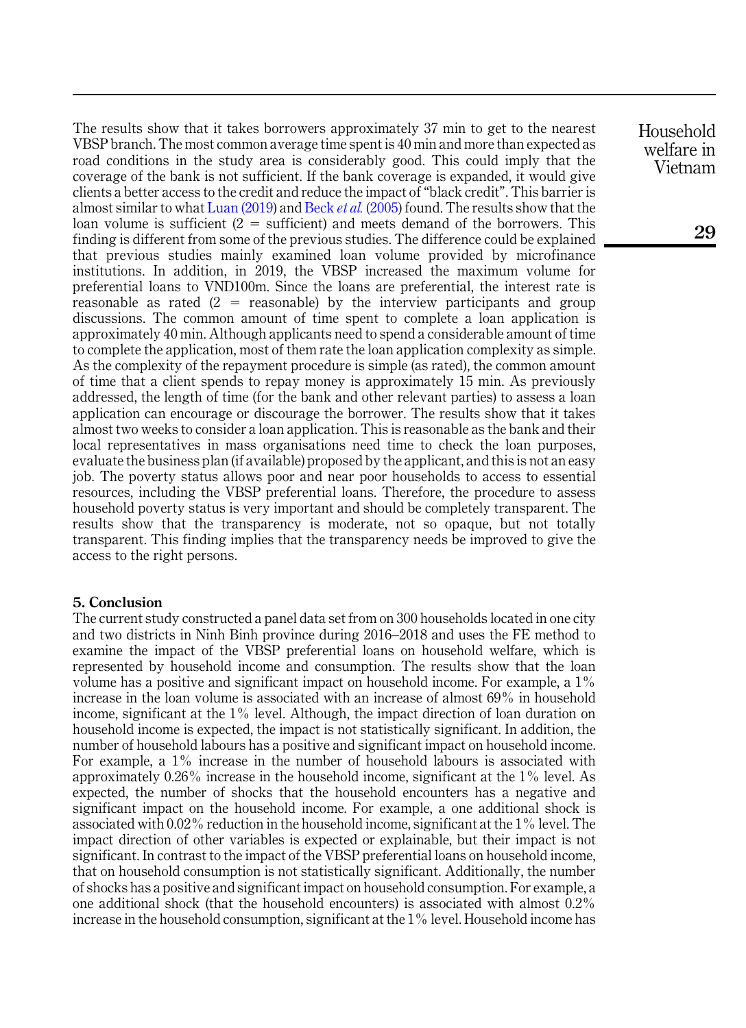The results show that it takes borrowers approximately 37 min to get to the nearest VBSP branch. The most common average time spent is 40 min and more than expected as road conditions in the study area is considerably good. This could imply that the coverage of the bank is not sufficient. If the bank coverage is expanded, it would give clients a better access to the credit and reduce the impact of "black credit". This barrier is almost similar to what Luan (2019) and Beck *et al.* (2005) found. The results show that the loan volume is sufficient (2 = sufficient) and meets demand of the borrowers. This finding is different from some of the previous studies. The difference could be explained that previous studies mainly examined loan volume provided by microfinance institutions. In addition, in 2019, the VBSP increased the maximum volume for preferential loans to VND100m. Since the loans are preferential, the interest rate is reasonable as rated (2 = reasonable) by the interview participants and group discussions. The common amount of time spent to complete a loan application is approximately 40 min. Although applicants need to spend a considerable amount of time to complete the application, most of them rate the loan application complexity as simple. As the complexity of the repayment procedure is simple (as rated), the common amount of time that a client spends to repay money is approximately 15 min. As previously addressed, the length of time (for the bank and other relevant parties) to assess a loan application can encourage or discourage the borrower. The results show that it takes almost two weeks to consider a loan application. This is reasonable as the bank and their local representatives in mass organisations need time to check the loan purposes, evaluate the business plan (if available) proposed by the applicant, and this is not an easy job. The poverty status allows poor and near poor households to access to essential resources, including the VBSP preferential loans. Therefore, the procedure to assess household poverty status is very important and should be completely transparent. The results show that the transparency is moderate, not so opaque, but not totally transparent. This finding implies that the transparency needs be improved to give the access to the right persons.

## 5. Conclusion

The current study constructed a panel data set from on 300 households located in one city and two districts in Ninh Binh province during 2016–2018 and uses the FE method to examine the impact of the VBSP preferential loans on household welfare, which is represented by household income and consumption. The results show that the loan volume has a positive and significant impact on household income. For example, a 1% increase in the loan volume is associated with an increase of almost 69% in household income, significant at the 1% level. Although, the impact direction of loan duration on household income is expected, the impact is not statistically significant. In addition, the number of household labours has a positive and significant impact on household income. For example, a 1% increase in the number of household labours is associated with approximately 0.26% increase in the household income, significant at the 1% level. As expected, the number of shocks that the household encounters has a negative and significant impact on the household income. For example, a one additional shock is associated with 0.02% reduction in the household income, significant at the 1% level. The impact direction of other variables is expected or explainable, but their impact is not significant. In contrast to the impact of the VBSP preferential loans on household income, that on household consumption is not statistically significant. Additionally, the number of shocks has a positive and significant impact on household consumption. For example, a one additional shock (that the household encounters) is associated with almost 0.2% increase in the household consumption, significant at the 1% level. Household income has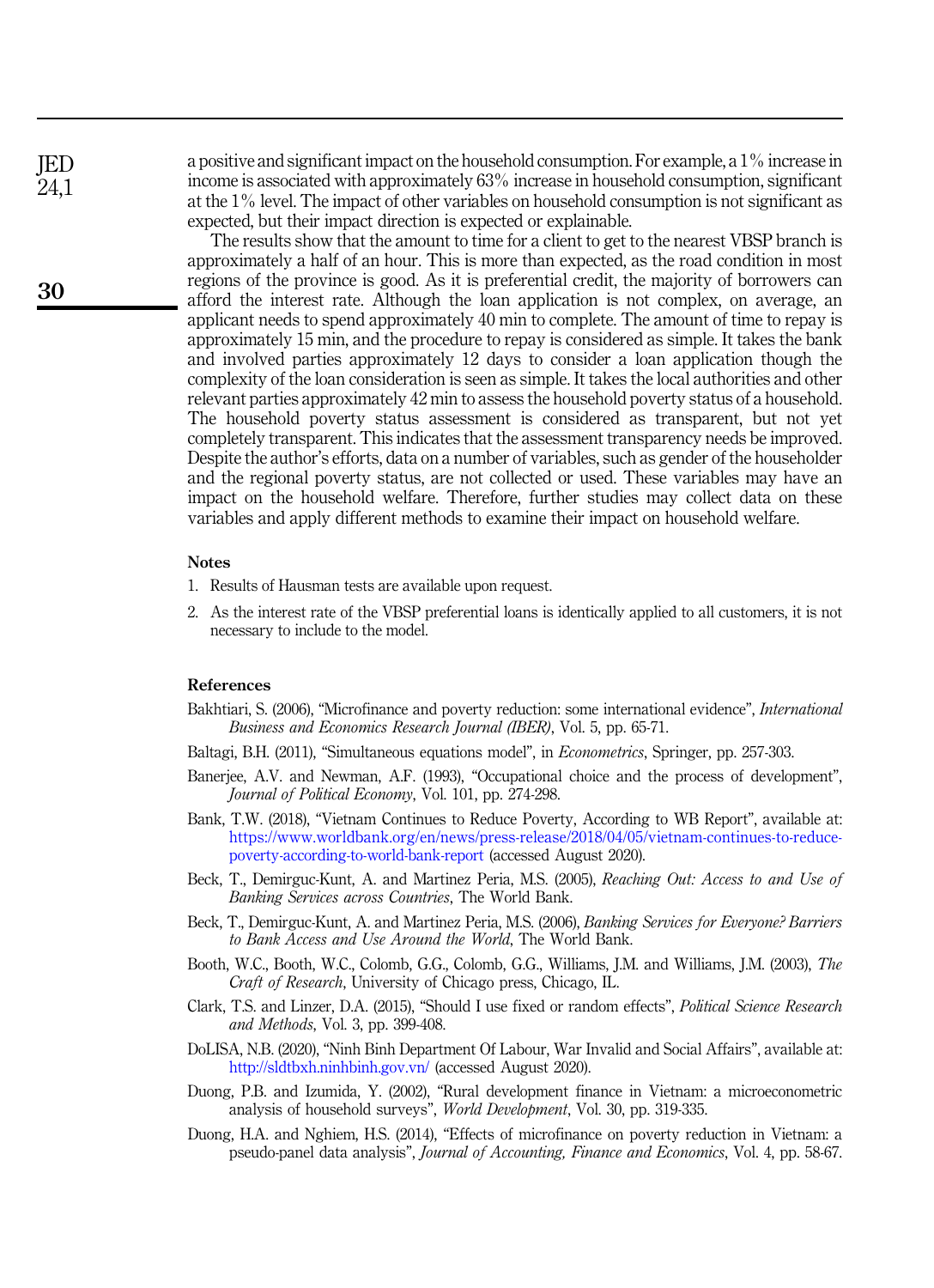a positive and significant impact on the household consumption. For example, a 1% increase in income is associated with approximately 63% increase in household consumption, significant at the 1% level. The impact of other variables on household consumption is not significant as expected, but their impact direction is expected or explainable.

The results show that the amount to time for a client to get to the nearest VBSP branch is approximately a half of an hour. This is more than expected, as the road condition in most regions of the province is good. As it is preferential credit, the majority of borrowers can afford the interest rate. Although the loan application is not complex, on average, an applicant needs to spend approximately 40 min to complete. The amount of time to repay is approximately 15 min, and the procedure to repay is considered as simple. It takes the bank and involved parties approximately 12 days to consider a loan application though the complexity of the loan consideration is seen as simple. It takes the local authorities and other relevant parties approximately 42 min to assess the household poverty status of a household. The household poverty status assessment is considered as transparent, but not yet completely transparent. This indicates that the assessment transparency needs be improved. Despite the author's efforts, data on a number of variables, such as gender of the householder and the regional poverty status, are not collected or used. These variables may have an impact on the household welfare. Therefore, further studies may collect data on these variables and apply different methods to examine their impact on household welfare.

## Notes

1. Results of Hausman tests are available upon request.
2. As the interest rate of the VBSP preferential loans is identically applied to all customers, it is not necessary to include to the model.

## References

Bakhtiari, S. (2006), "Microfinance and poverty reduction: some international evidence", *International Business and Economics Research Journal (IBER)*, Vol. 5, pp. 65-71.

Baltagi, B.H. (2011), "Simultaneous equations model", in *Econometrics*, Springer, pp. 257-303.

Banerjee, A.V. and Newman, A.F. (1993), "Occupational choice and the process of development", *Journal of Political Economy*, Vol. 101, pp. 274-298.

Bank, T.W. (2018), "Vietnam Continues to Reduce Poverty, According to WB Report", available at: https://www.worldbank.org/en/news/press-release/2018/04/05/vietnam-continues-to-reduce-poverty-according-to-world-bank-report (accessed August 2020).

Beck, T., Demirguc-Kunt, A. and Martinez Peria, M.S. (2005), *Reaching Out: Access to and Use of Banking Services across Countries*, The World Bank.

Beck, T., Demirguc-Kunt, A. and Martinez Peria, M.S. (2006), *Banking Services for Everyone? Barriers to Bank Access and Use Around the World*, The World Bank.

Booth, W.C., Booth, W.C., Colomb, G.G., Colomb, G.G., Williams, J.M. and Williams, J.M. (2003), *The Craft of Research*, University of Chicago press, Chicago, IL.

Clark, T.S. and Linzer, D.A. (2015), "Should I use fixed or random effects", *Political Science Research and Methods*, Vol. 3, pp. 399-408.

DoLISA, N.B. (2020), "Ninh Binh Department Of Labour, War Invalid and Social Affairs", available at: http://sldtbxh.ninhbinh.gov.vn/ (accessed August 2020).

Duong, P.B. and Izumida, Y. (2002), "Rural development finance in Vietnam: a microeconometric analysis of household surveys", *World Development*, Vol. 30, pp. 319-335.

Duong, H.A. and Nghiem, H.S. (2014), "Effects of microfinance on poverty reduction in Vietnam: a pseudo-panel data analysis", *Journal of Accounting, Finance and Economics*, Vol. 4, pp. 58-67.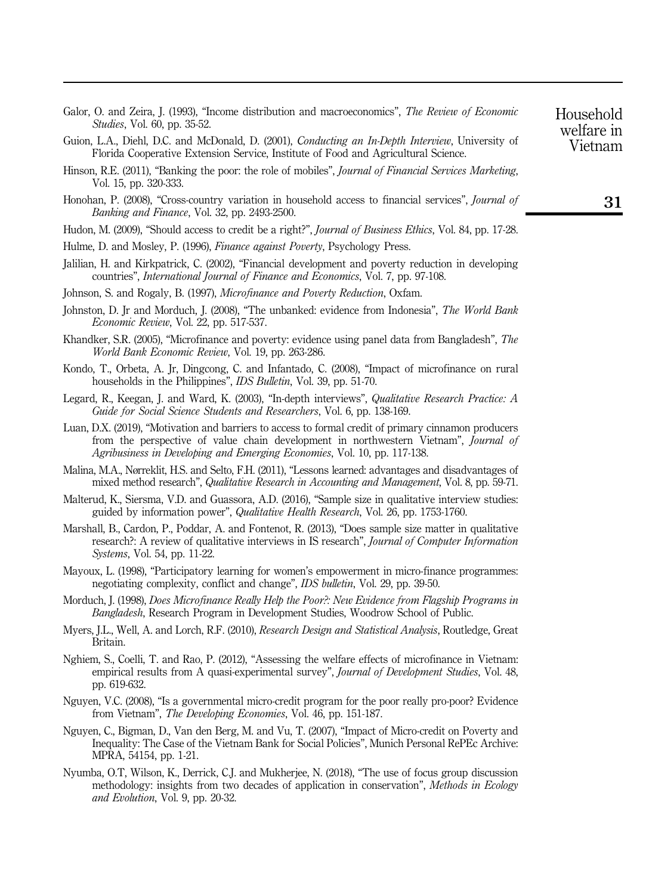Galor, O. and Zeira, J. (1993), "Income distribution and macroeconomics", *The Review of Economic Studies*, Vol. 60, pp. 35-52.

Guion, L.A., Diehl, D.C. and McDonald, D. (2001), *Conducting an In-Depth Interview*, University of Florida Cooperative Extension Service, Institute of Food and Agricultural Science.

Hinson, R.E. (2011), "Banking the poor: the role of mobiles", *Journal of Financial Services Marketing*, Vol. 15, pp. 320-333.

Honohan, P. (2008), "Cross-country variation in household access to financial services", *Journal of Banking and Finance*, Vol. 32, pp. 2493-2500.

Hudon, M. (2009), "Should access to credit be a right?", *Journal of Business Ethics*, Vol. 84, pp. 17-28.

Hulme, D. and Mosley, P. (1996), *Finance against Poverty*, Psychology Press.

Jalilian, H. and Kirkpatrick, C. (2002), "Financial development and poverty reduction in developing countries", *International Journal of Finance and Economics*, Vol. 7, pp. 97-108.

Johnson, S. and Rogaly, B. (1997), *Microfinance and Poverty Reduction*, Oxfam.

Johnston, D. Jr and Morduch, J. (2008), "The unbanked: evidence from Indonesia", *The World Bank Economic Review*, Vol. 22, pp. 517-537.

Khandker, S.R. (2005), "Microfinance and poverty: evidence using panel data from Bangladesh", *The World Bank Economic Review*, Vol. 19, pp. 263-286.

Kondo, T., Orbeta, A. Jr, Dingcong, C. and Infantado, C. (2008), "Impact of microfinance on rural households in the Philippines", *IDS Bulletin*, Vol. 39, pp. 51-70.

Legard, R., Keegan, J. and Ward, K. (2003), "In-depth interviews", *Qualitative Research Practice: A Guide for Social Science Students and Researchers*, Vol. 6, pp. 138-169.

Luan, D.X. (2019), "Motivation and barriers to access to formal credit of primary cinnamon producers from the perspective of value chain development in northwestern Vietnam", *Journal of Agribusiness in Developing and Emerging Economies*, Vol. 10, pp. 117-138.

Malina, M.A., Nørreklit, H.S. and Selto, F.H. (2011), "Lessons learned: advantages and disadvantages of mixed method research", *Qualitative Research in Accounting and Management*, Vol. 8, pp. 59-71.

Malterud, K., Siersma, V.D. and Guassora, A.D. (2016), "Sample size in qualitative interview studies: guided by information power", *Qualitative Health Research*, Vol. 26, pp. 1753-1760.

Marshall, B., Cardon, P., Poddar, A. and Fontenot, R. (2013), "Does sample size matter in qualitative research?: A review of qualitative interviews in IS research", *Journal of Computer Information Systems*, Vol. 54, pp. 11-22.

Mayoux, L. (1998), "Participatory learning for women's empowerment in micro-finance programmes: negotiating complexity, conflict and change", *IDS bulletin*, Vol. 29, pp. 39-50.

Morduch, J. (1998), *Does Microfinance Really Help the Poor?: New Evidence from Flagship Programs in Bangladesh*, Research Program in Development Studies, Woodrow School of Public.

Myers, J.L., Well, A. and Lorch, R.F. (2010), *Research Design and Statistical Analysis*, Routledge, Great Britain.

Nghiem, S., Coelli, T. and Rao, P. (2012), "Assessing the welfare effects of microfinance in Vietnam: empirical results from A quasi-experimental survey", *Journal of Development Studies*, Vol. 48, pp. 619-632.

Nguyen, V.C. (2008), "Is a governmental micro-credit program for the poor really pro-poor? Evidence from Vietnam", *The Developing Economies*, Vol. 46, pp. 151-187.

Nguyen, C., Bigman, D., Van den Berg, M. and Vu, T. (2007), "Impact of Micro-credit on Poverty and Inequality: The Case of the Vietnam Bank for Social Policies", Munich Personal RePEc Archive: MPRA, 54154, pp. 1-21.

Nyumba, O.T, Wilson, K., Derrick, C.J. and Mukherjee, N. (2018), "The use of focus group discussion methodology: insights from two decades of application in conservation", *Methods in Ecology and Evolution*, Vol. 9, pp. 20-32.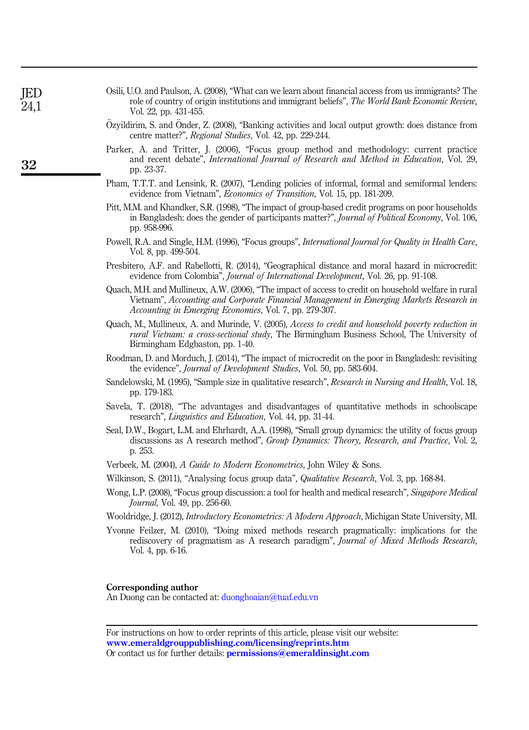Osili, U.O. and Paulson, A. (2008), "What can we learn about financial access from us immigrants? The role of country of origin institutions and immigrant beliefs", *The World Bank Economic Review*, Vol. 22, pp. 431-455.

Özyildirim, S. and Önder, Z. (2008), "Banking activities and local output growth: does distance from centre matter?", *Regional Studies*, Vol. 42, pp. 229-244.

Parker, A. and Tritter, J. (2006), "Focus group method and methodology: current practice and recent debate", *International Journal of Research and Method in Education*, Vol. 29, pp. 23-37.

Pham, T.T.T. and Lensink, R. (2007), "Lending policies of informal, formal and semiformal lenders: evidence from Vietnam", *Economics of Transition*, Vol. 15, pp. 181-209.

Pitt, M.M. and Khandker, S.R. (1998), "The impact of group-based credit programs on poor households in Bangladesh: does the gender of participants matter?", *Journal of Political Economy*, Vol. 106, pp. 958-996.

Powell, R.A. and Single, H.M. (1996), "Focus groups", *International Journal for Quality in Health Care*, Vol. 8, pp. 499-504.

Presbitero, A.F. and Rabellotti, R. (2014), "Geographical distance and moral hazard in microcredit: evidence from Colombia", *Journal of International Development*, Vol. 26, pp. 91-108.

Quach, M.H. and Mullineux, A.W. (2006), "The impact of access to credit on household welfare in rural Vietnam", *Accounting and Corporate Financial Management in Emerging Markets Research in Accounting in Emerging Economies*, Vol. 7, pp. 279-307.

Quach, M., Mullineux, A. and Murinde, V. (2005), *Access to credit and household poverty reduction in rural Vietnam: a cross-sectional study*, The Birmingham Business School, The University of Birmingham Edgbaston, pp. 1-40.

Roodman, D. and Morduch, J. (2014), "The impact of microcredit on the poor in Bangladesh: revisiting the evidence", *Journal of Development Studies*, Vol. 50, pp. 583-604.

Sandelowski, M. (1995), "Sample size in qualitative research", *Research in Nursing and Health*, Vol. 18, pp. 179-183.

Savela, T. (2018), "The advantages and disadvantages of quantitative methods in schoolscape research", *Linguistics and Education*, Vol. 44, pp. 31-44.

Seal, D.W., Bogart, L.M. and Ehrhardt, A.A. (1998), "Small group dynamics: the utility of focus group discussions as A research method", *Group Dynamics: Theory, Research, and Practice*, Vol. 2, p. 253.

Verbeek, M. (2004), *A Guide to Modern Econometrics*, John Wiley & Sons.

Wilkinson, S. (2011), "Analysing focus group data", *Qualitative Research*, Vol. 3, pp. 168-84.

Wong, L.P. (2008), "Focus group discussion: a tool for health and medical research", *Singapore Medical Journal*, Vol. 49, pp. 256-60.

Wooldridge, J. (2012), *Introductory Econometrics: A Modern Approach*, Michigan State University, MI.

Yvonne Feilzer, M. (2010), "Doing mixed methods research pragmatically: implications for the rediscovery of pragmatism as A research paradigm", *Journal of Mixed Methods Research*, Vol. 4, pp. 6-16.

**Corresponding author**
An Duong can be contacted at: duonghoaian@tuaf.edu.vn

For instructions on how to order reprints of this article, please visit our website:
**www.emeraldgrouppublishing.com/licensing/reprints.htm**
Or contact us for further details: **permissions@emeraldinsight.com**